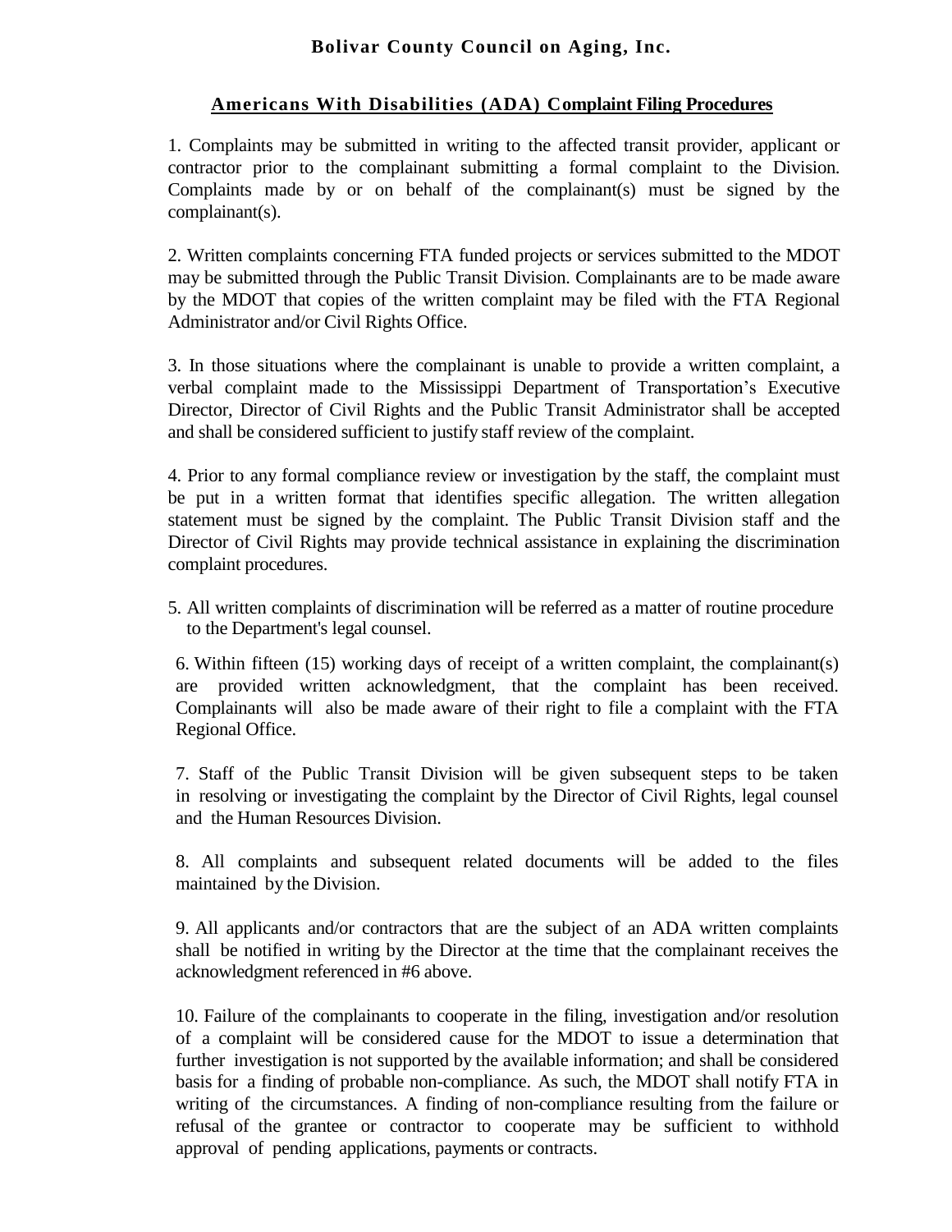# Bolivar County Council on Aging, Inc.

## Americans With Disabilities (ADA) Complaint Filing Procedures

1. Complaints may be submitted in writing to the affected transit provider, applicant or contractor prior to the complainant submitting a formal complaint to the Division. Complaints made by or on behalf of the complainant(s) must be signed by the complainant(s).

2. Written complaints concerning FTA funded projects or services submitted to the MDOT may be submitted through the Public Transit Division. Complainants are to be made aware by the MDOT that copies of the written complaint may be filed with the FTA Regional Administrator and/or Civil Rights Office.

3. In those situations where the complainant is unable to provide a written complaint, a verbal complaint made to the Mississippi Department of Transportation's Executive Director, Director of Civil Rights and the Public Transit Administrator shall be accepted and shall be considered sufficient to justify staff review of the complaint.

4. Prior to any formal compliance review or investigation by the staff, the complaint must be put in a written format that identifies specific allegation. The written allegation statement must be signed by the complaint. The Public Transit Division staff and the Director of Civil Rights may provide technical assistance in explaining the discrimination complaint procedures.

5. All written complaints of discrimination will be referred as a matter of routine procedure to the Department's legal counsel.

6. Within fifteen (15) working days of receipt of a written complaint, the complainant(s) are provided written acknowledgment, that the complaint has been received. Complainants will also be made aware of their right to file a complaint with the FTA Regional Office.

7. Staff of the Public Transit Division will be given subsequent steps to be taken in resolving or investigating the complaint by the Director of Civil Rights, legal counsel and the Human Resources Division.

8. All complaints and subsequent related documents will be added to the files maintained by the Division.

9. All applicants and/or contractors that are the subject of an ADA written complaints shall be notified in writing by the Director at the time that the complainant receives the acknowledgment referenced in #6 above.

10. Failure of the complainants to cooperate in the filing, investigation and/or resolution of a complaint will be considered cause for the MDOT to issue a determination that further investigation is not supported by the available information; and shall be considered basis for a finding of probable non-compliance. As such, the MDOT shall notify FTA in writing of the circumstances. A finding of non-compliance resulting from the failure or refusal of the grantee or contractor to cooperate may be sufficient to withhold approval of pending applications, payments or contracts.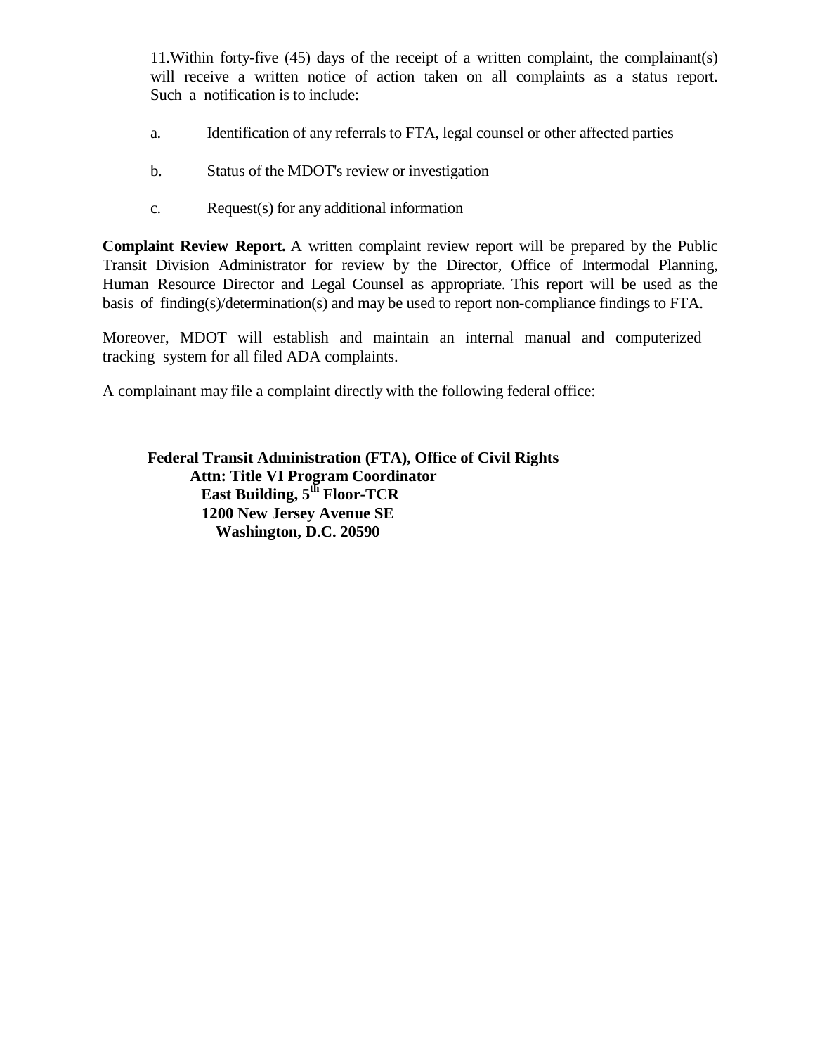11. Within forty-five (45) days of the receipt of a written complaint, the complainant(s) will receive a written notice of action taken on all complaints as a status report. Such a notification is to include:

   a. Identification of any referrals to FTA, legal counsel or other affected parties

   b. Status of the MDOT's review or investigation

   c. Request(s) for any additional information

**Complaint Review Report.** A written complaint review report will be prepared by the Public Transit Division Administrator for review by the Director, Office of Intermodal Planning, Human Resource Director and Legal Counsel as appropriate. This report will be used as the basis of finding(s)/determination(s) and may be used to report non-compliance findings to FTA.

Moreover, MDOT will establish and maintain an internal manual and computerized tracking system for all filed ADA complaints.

A complainant may file a complaint directly with the following federal office:

**Federal Transit Administration (FTA), Office of Civil Rights**
**Attn: Title VI Program Coordinator**
**East Building, 5th Floor-TCR**
**1200 New Jersey Avenue SE**
**Washington, D.C. 20590**